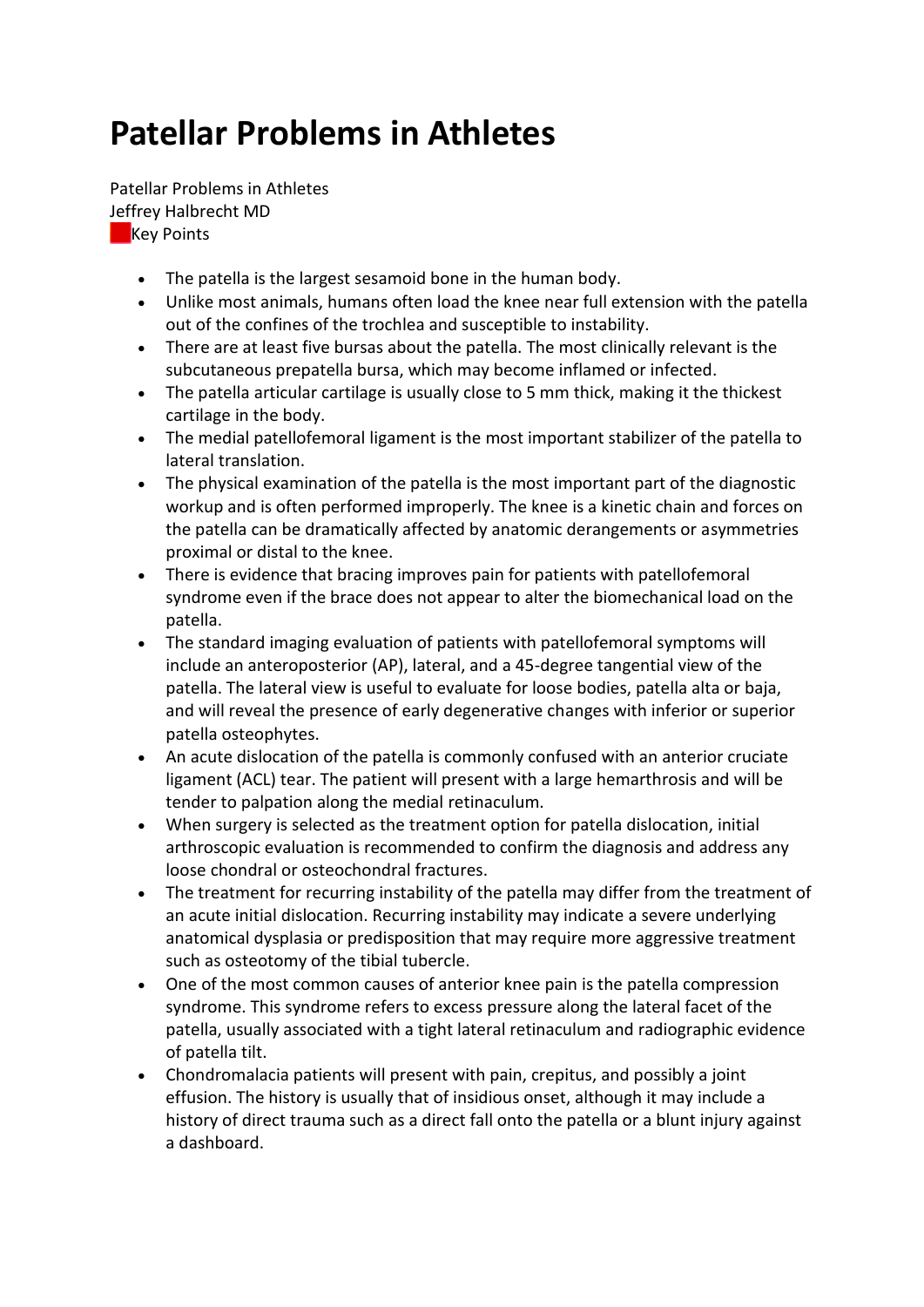# Patellar Problems in Athletes

Patellar Problems in Athletes
Jeffrey Halbrecht MD
Key Points

- The patella is the largest sesamoid bone in the human body.
- Unlike most animals, humans often load the knee near full extension with the patella out of the confines of the trochlea and susceptible to instability.
- There are at least five bursas about the patella. The most clinically relevant is the subcutaneous prepatella bursa, which may become inflamed or infected.
- The patella articular cartilage is usually close to 5 mm thick, making it the thickest cartilage in the body.
- The medial patellofemoral ligament is the most important stabilizer of the patella to lateral translation.
- The physical examination of the patella is the most important part of the diagnostic workup and is often performed improperly. The knee is a kinetic chain and forces on the patella can be dramatically affected by anatomic derangements or asymmetries proximal or distal to the knee.
- There is evidence that bracing improves pain for patients with patellofemoral syndrome even if the brace does not appear to alter the biomechanical load on the patella.
- The standard imaging evaluation of patients with patellofemoral symptoms will include an anteroposterior (AP), lateral, and a 45-degree tangential view of the patella. The lateral view is useful to evaluate for loose bodies, patella alta or baja, and will reveal the presence of early degenerative changes with inferior or superior patella osteophytes.
- An acute dislocation of the patella is commonly confused with an anterior cruciate ligament (ACL) tear. The patient will present with a large hemarthrosis and will be tender to palpation along the medial retinaculum.
- When surgery is selected as the treatment option for patella dislocation, initial arthroscopic evaluation is recommended to confirm the diagnosis and address any loose chondral or osteochondral fractures.
- The treatment for recurring instability of the patella may differ from the treatment of an acute initial dislocation. Recurring instability may indicate a severe underlying anatomical dysplasia or predisposition that may require more aggressive treatment such as osteotomy of the tibial tubercle.
- One of the most common causes of anterior knee pain is the patella compression syndrome. This syndrome refers to excess pressure along the lateral facet of the patella, usually associated with a tight lateral retinaculum and radiographic evidence of patella tilt.
- Chondromalacia patients will present with pain, crepitus, and possibly a joint effusion. The history is usually that of insidious onset, although it may include a history of direct trauma such as a direct fall onto the patella or a blunt injury against a dashboard.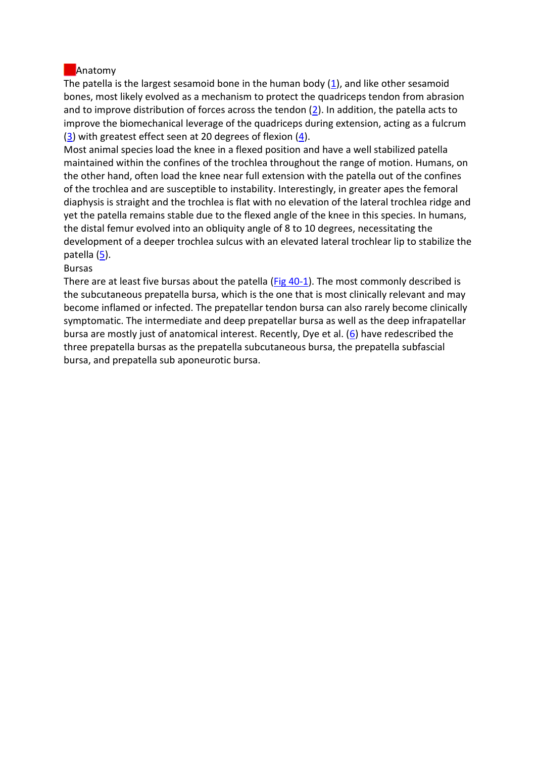## Anatomy

The patella is the largest sesamoid bone in the human body (1), and like other sesamoid bones, most likely evolved as a mechanism to protect the quadriceps tendon from abrasion and to improve distribution of forces across the tendon (2). In addition, the patella acts to improve the biomechanical leverage of the quadriceps during extension, acting as a fulcrum (3) with greatest effect seen at 20 degrees of flexion (4).

Most animal species load the knee in a flexed position and have a well stabilized patella maintained within the confines of the trochlea throughout the range of motion. Humans, on the other hand, often load the knee near full extension with the patella out of the confines of the trochlea and are susceptible to instability. Interestingly, in greater apes the femoral diaphysis is straight and the trochlea is flat with no elevation of the lateral trochlea ridge and yet the patella remains stable due to the flexed angle of the knee in this species. In humans, the distal femur evolved into an obliquity angle of 8 to 10 degrees, necessitating the development of a deeper trochlea sulcus with an elevated lateral trochlear lip to stabilize the patella (5).

### Bursas

There are at least five bursas about the patella (Fig 40-1). The most commonly described is the subcutaneous prepatella bursa, which is the one that is most clinically relevant and may become inflamed or infected. The prepatellar tendon bursa can also rarely become clinically symptomatic. The intermediate and deep prepatellar bursa as well as the deep infrapatellar bursa are mostly just of anatomical interest. Recently, Dye et al. (6) have redescribed the three prepatella bursas as the prepatella subcutaneous bursa, the prepatella subfascial bursa, and prepatella sub aponeurotic bursa.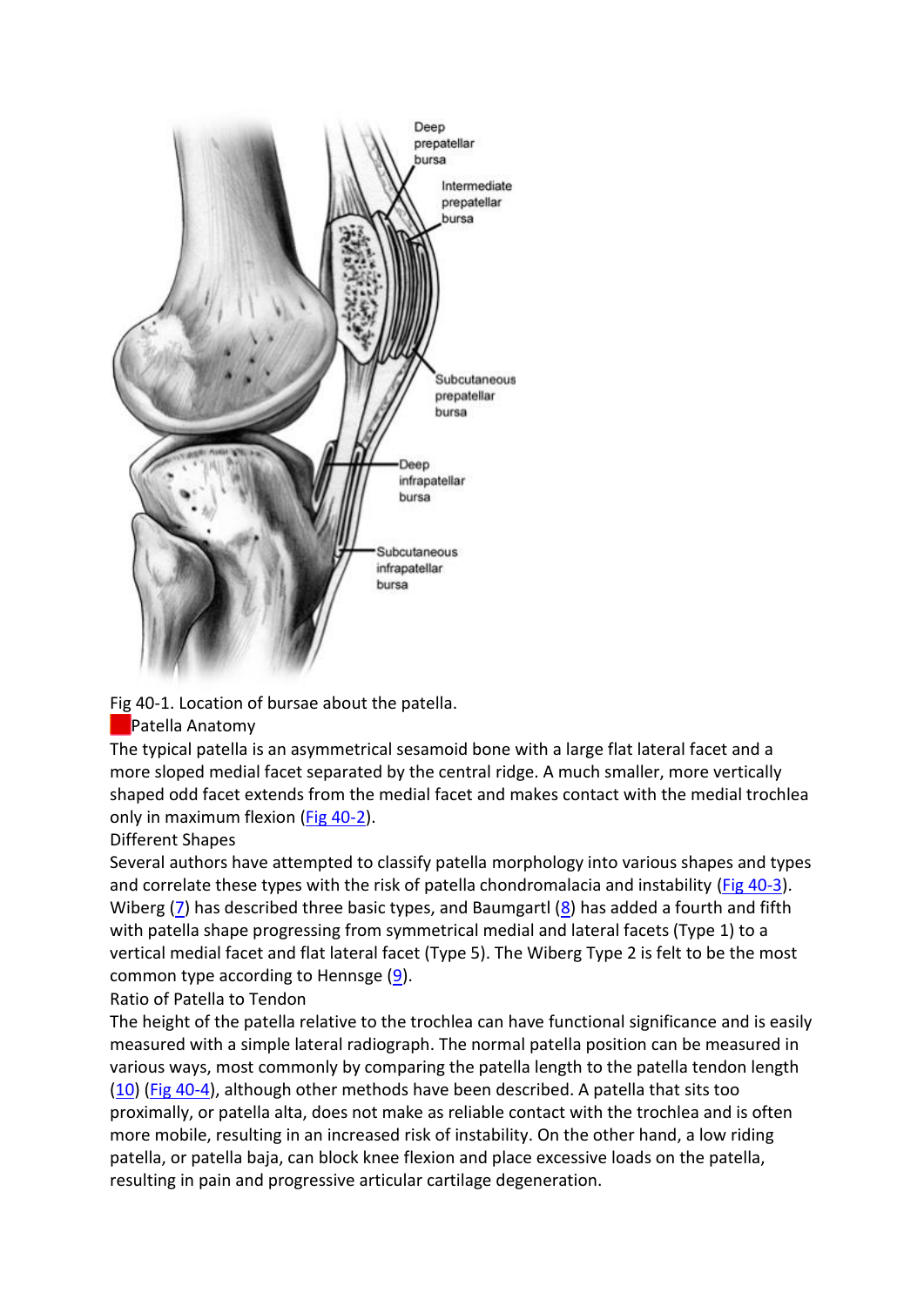Fig 40-1. Location of bursae about the patella.

## Patella Anatomy

The typical patella is an asymmetrical sesamoid bone with a large flat lateral facet and a more sloped medial facet separated by the central ridge. A much smaller, more vertically shaped odd facet extends from the medial facet and makes contact with the medial trochlea only in maximum flexion (Fig 40-2).

### Different Shapes

Several authors have attempted to classify patella morphology into various shapes and types and correlate these types with the risk of patella chondromalacia and instability (Fig 40-3). Wiberg (7) has described three basic types, and Baumgartl (8) has added a fourth and fifth with patella shape progressing from symmetrical medial and lateral facets (Type 1) to a vertical medial facet and flat lateral facet (Type 5). The Wiberg Type 2 is felt to be the most common type according to Hennsge (9).

### Ratio of Patella to Tendon

The height of the patella relative to the trochlea can have functional significance and is easily measured with a simple lateral radiograph. The normal patella position can be measured in various ways, most commonly by comparing the patella length to the patella tendon length (10) (Fig 40-4), although other methods have been described. A patella that sits too proximally, or patella alta, does not make as reliable contact with the trochlea and is often more mobile, resulting in an increased risk of instability. On the other hand, a low riding patella, or patella baja, can block knee flexion and place excessive loads on the patella, resulting in pain and progressive articular cartilage degeneration.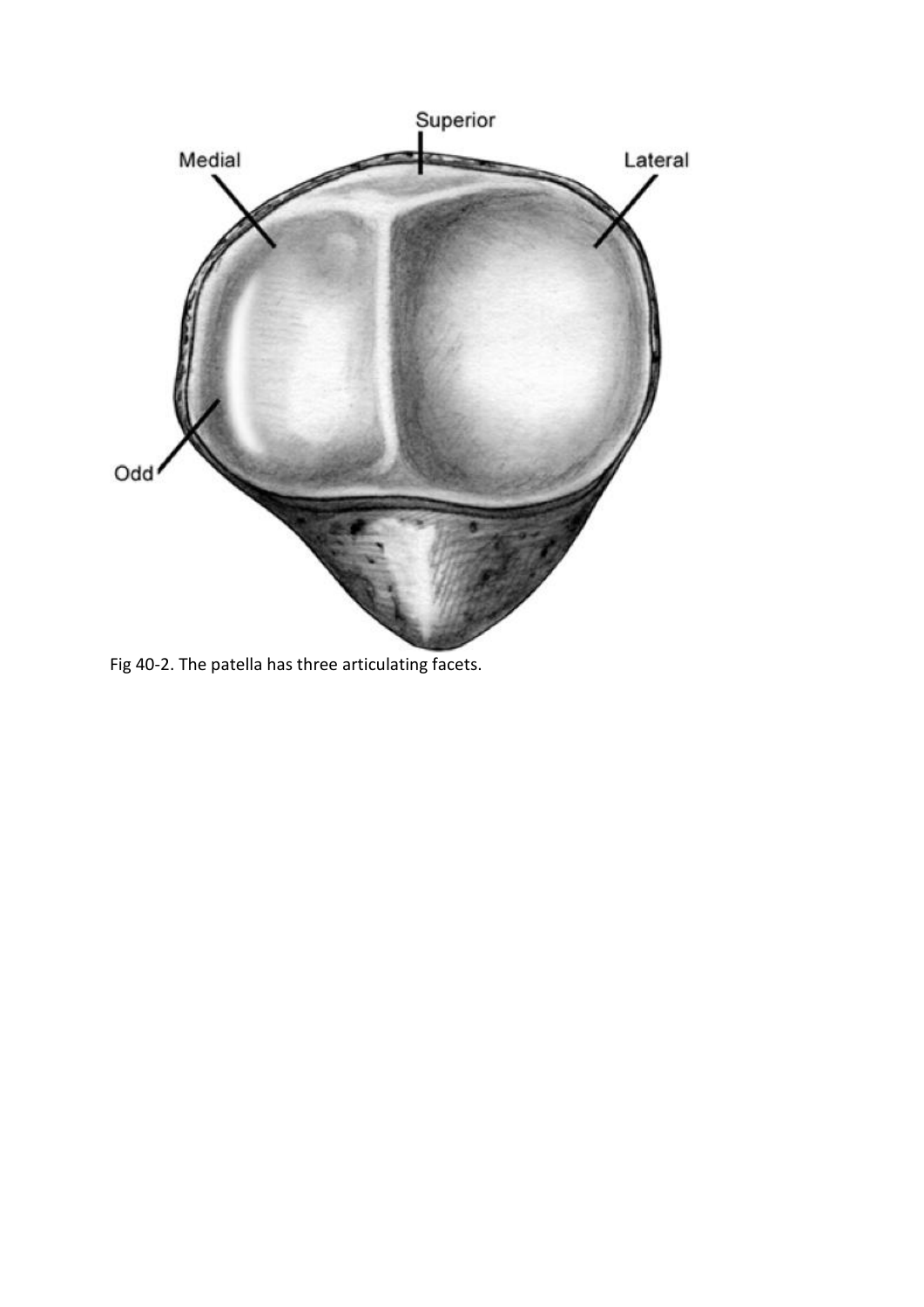Fig 40-2. The patella has three articulating facets.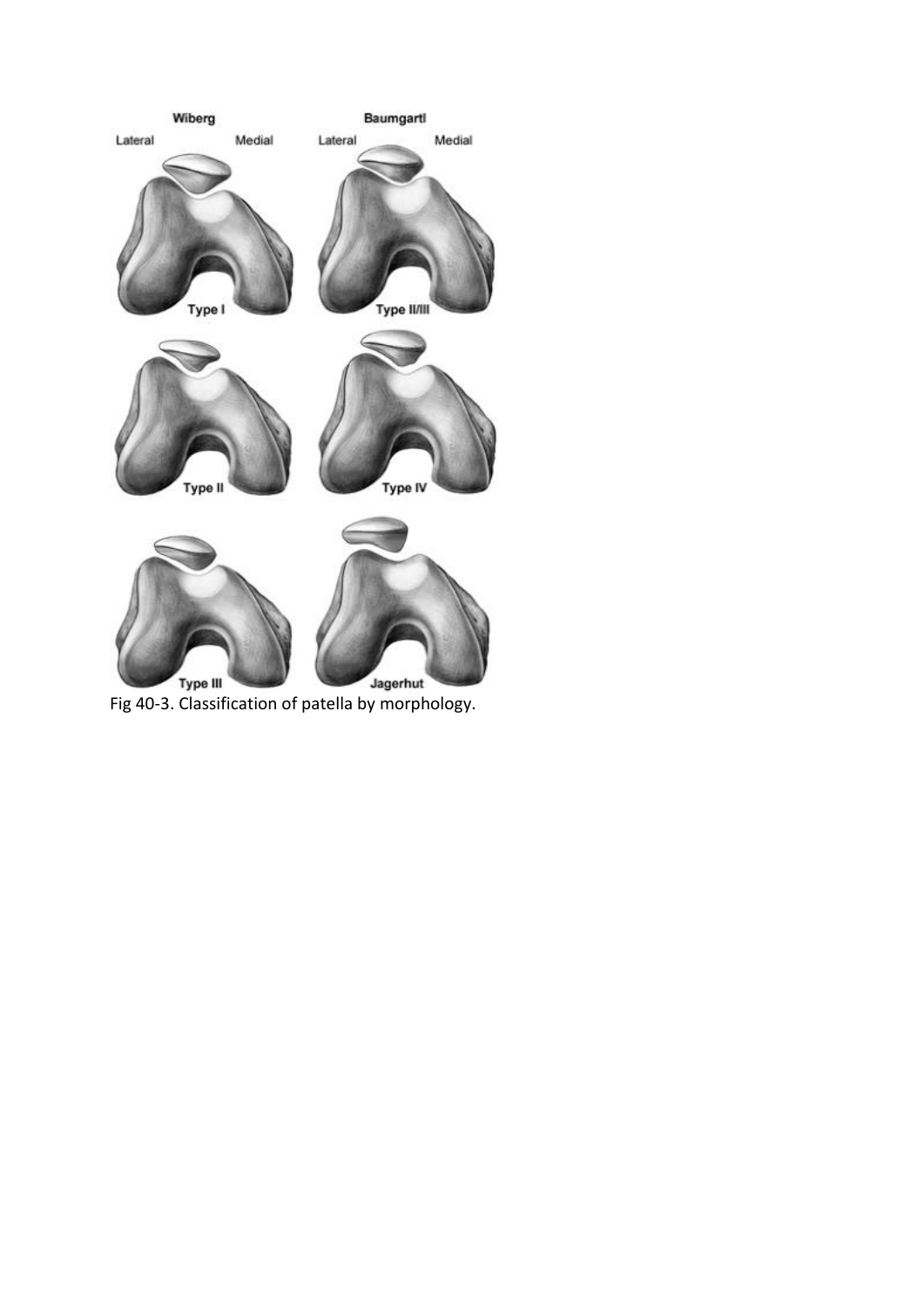Wiberg

Baumgartl

Lateral Medial Lateral Medial

Type I

Type II/III

Type II

Type IV

Type III

Jagerhut

Fig 40-3. Classification of patella by morphology.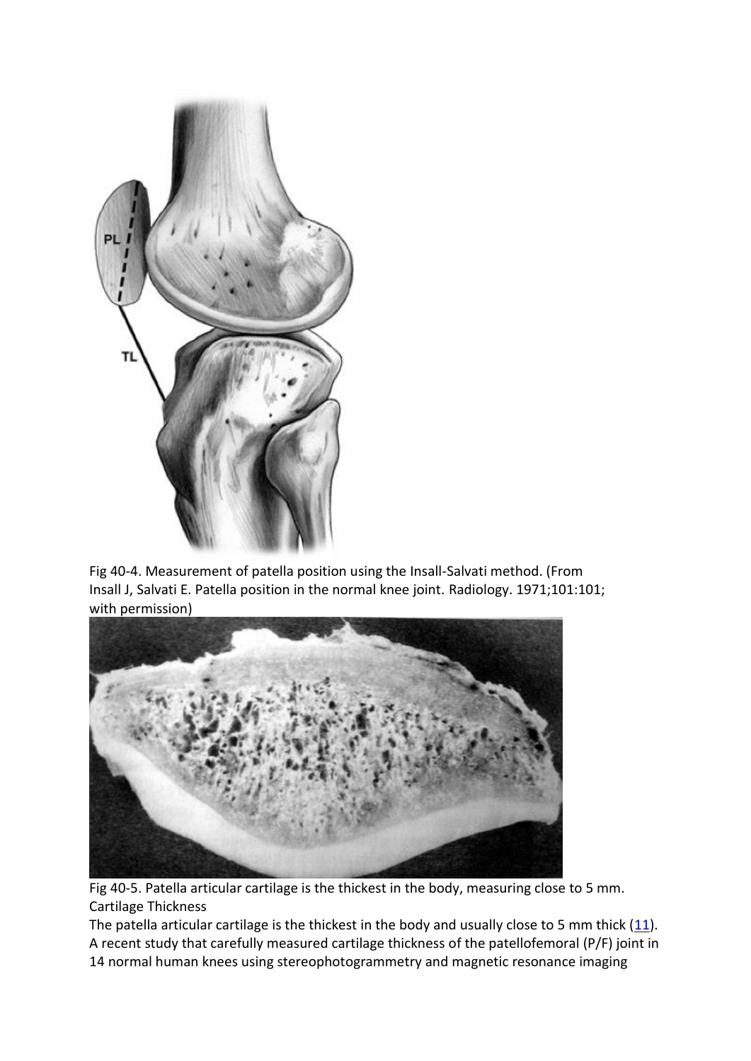Fig 40-4. Measurement of patella position using the Insall-Salvati method. (From Insall J, Salvati E. Patella position in the normal knee joint. Radiology. 1971;101:101; with permission)

Fig 40-5. Patella articular cartilage is the thickest in the body, measuring close to 5 mm.

## Cartilage Thickness

The patella articular cartilage is the thickest in the body and usually close to 5 mm thick (11). A recent study that carefully measured cartilage thickness of the patellofemoral (P/F) joint in 14 normal human knees using stereophotogrammetry and magnetic resonance imaging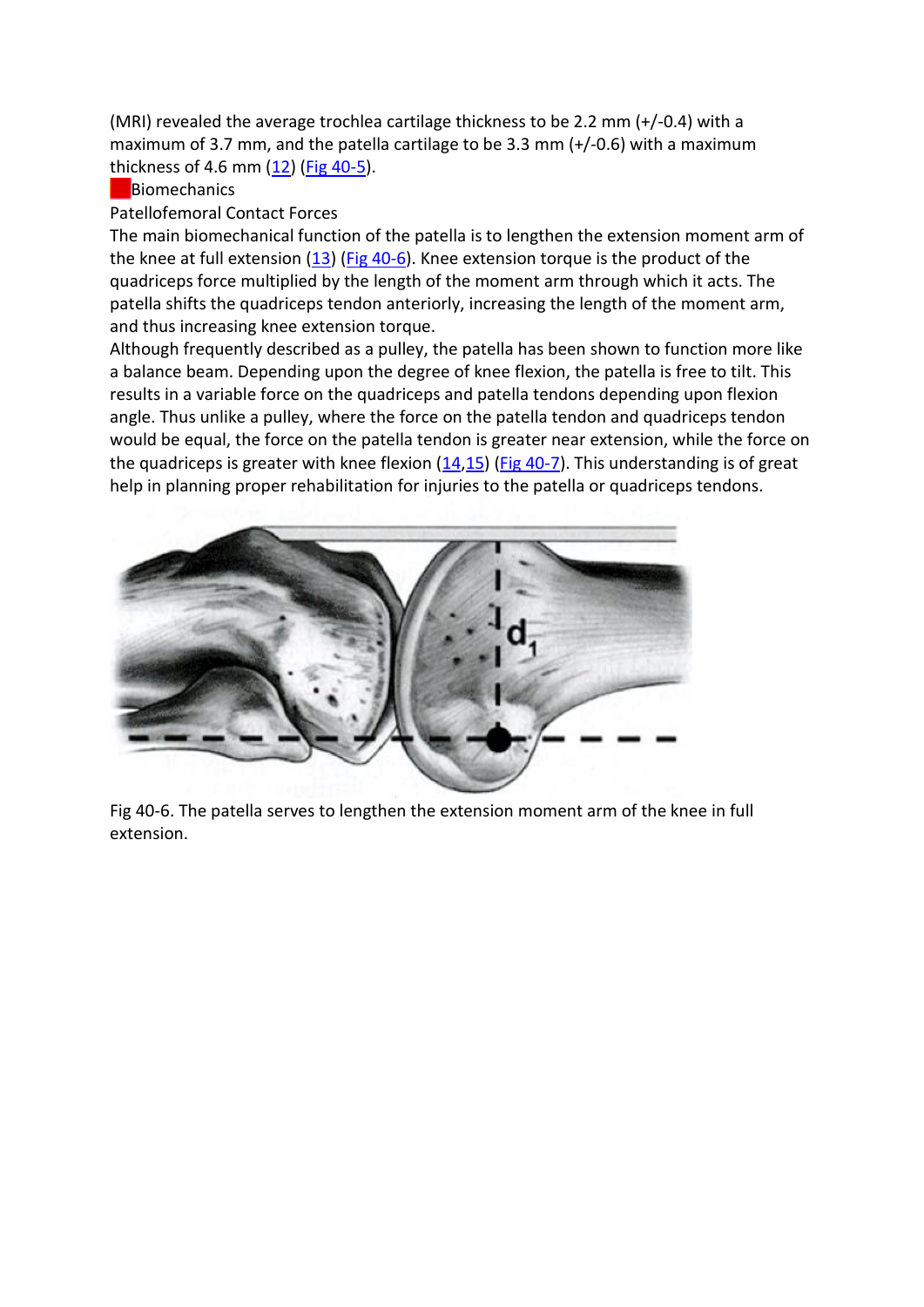(MRI) revealed the average trochlea cartilage thickness to be 2.2 mm (+/-0.4) with a maximum of 3.7 mm, and the patella cartilage to be 3.3 mm (+/-0.6) with a maximum thickness of 4.6 mm (12) (Fig 40-5).

## Biomechanics

### Patellofemoral Contact Forces

The main biomechanical function of the patella is to lengthen the extension moment arm of the knee at full extension (13) (Fig 40-6). Knee extension torque is the product of the quadriceps force multiplied by the length of the moment arm through which it acts. The patella shifts the quadriceps tendon anteriorly, increasing the length of the moment arm, and thus increasing knee extension torque.

Although frequently described as a pulley, the patella has been shown to function more like a balance beam. Depending upon the degree of knee flexion, the patella is free to tilt. This results in a variable force on the quadriceps and patella tendons depending upon flexion angle. Thus unlike a pulley, where the force on the patella tendon and quadriceps tendon would be equal, the force on the patella tendon is greater near extension, while the force on the quadriceps is greater with knee flexion (14,15) (Fig 40-7). This understanding is of great help in planning proper rehabilitation for injuries to the patella or quadriceps tendons.

Fig 40-6. The patella serves to lengthen the extension moment arm of the knee in full extension.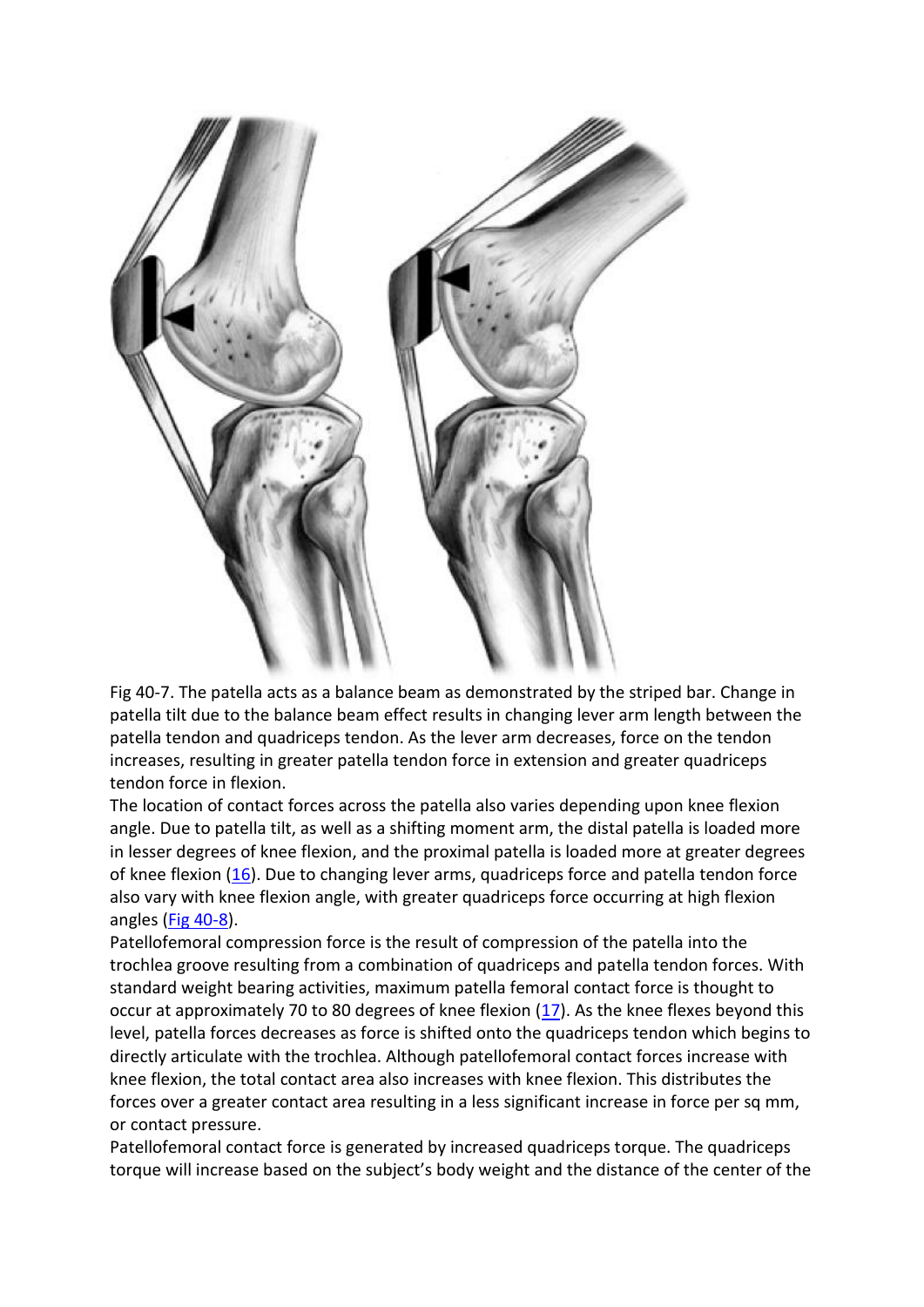Fig 40-7. The patella acts as a balance beam as demonstrated by the striped bar. Change in patella tilt due to the balance beam effect results in changing lever arm length between the patella tendon and quadriceps tendon. As the lever arm decreases, force on the tendon increases, resulting in greater patella tendon force in extension and greater quadriceps tendon force in flexion.

The location of contact forces across the patella also varies depending upon knee flexion angle. Due to patella tilt, as well as a shifting moment arm, the distal patella is loaded more in lesser degrees of knee flexion, and the proximal patella is loaded more at greater degrees of knee flexion (16). Due to changing lever arms, quadriceps force and patella tendon force also vary with knee flexion angle, with greater quadriceps force occurring at high flexion angles (Fig 40-8).

Patellofemoral compression force is the result of compression of the patella into the trochlea groove resulting from a combination of quadriceps and patella tendon forces. With standard weight bearing activities, maximum patella femoral contact force is thought to occur at approximately 70 to 80 degrees of knee flexion (17). As the knee flexes beyond this level, patella forces decreases as force is shifted onto the quadriceps tendon which begins to directly articulate with the trochlea. Although patellofemoral contact forces increase with knee flexion, the total contact area also increases with knee flexion. This distributes the forces over a greater contact area resulting in a less significant increase in force per sq mm, or contact pressure.

Patellofemoral contact force is generated by increased quadriceps torque. The quadriceps torque will increase based on the subject's body weight and the distance of the center of the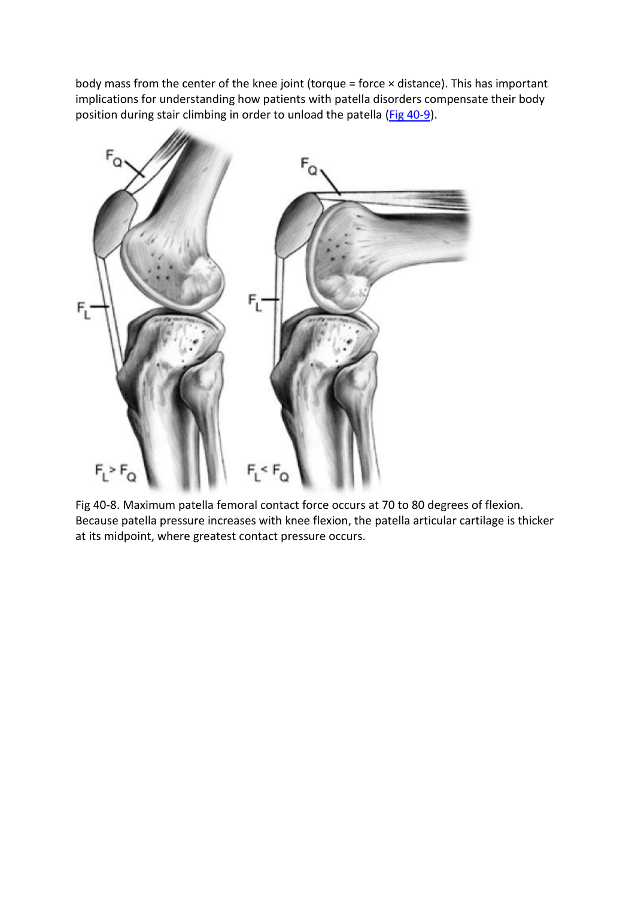body mass from the center of the knee joint (torque = force × distance). This has important implications for understanding how patients with patella disorders compensate their body position during stair climbing in order to unload the patella (Fig 40-9).

Fig 40-8. Maximum patella femoral contact force occurs at 70 to 80 degrees of flexion. Because patella pressure increases with knee flexion, the patella articular cartilage is thicker at its midpoint, where greatest contact pressure occurs.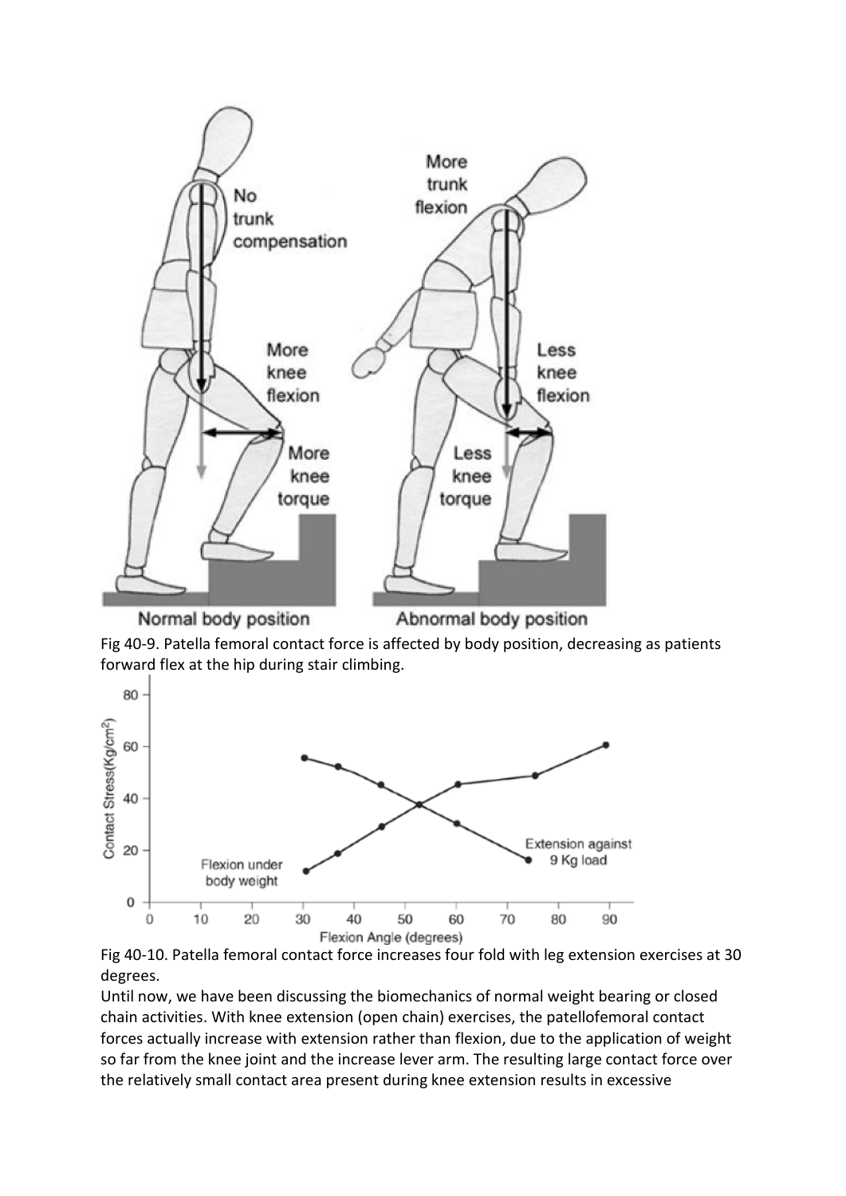Fig 40-9. Patella femoral contact force is affected by body position, decreasing as patients forward flex at the hip during stair climbing.

Fig 40-10. Patella femoral contact force increases four fold with leg extension exercises at 30 degrees.

Until now, we have been discussing the biomechanics of normal weight bearing or closed chain activities. With knee extension (open chain) exercises, the patellofemoral contact forces actually increase with extension rather than flexion, due to the application of weight so far from the knee joint and the increase lever arm. The resulting large contact force over the relatively small contact area present during knee extension results in excessive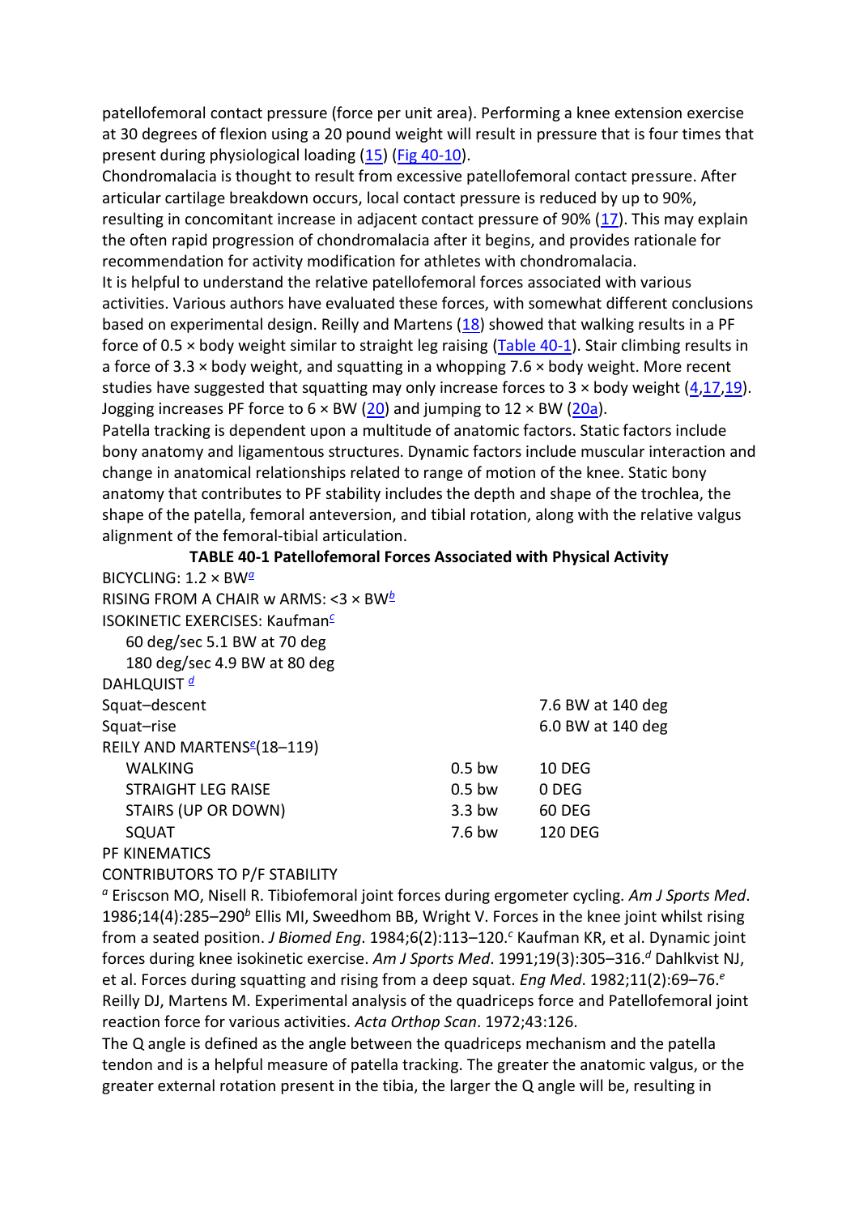patellofemoral contact pressure (force per unit area). Performing a knee extension exercise at 30 degrees of flexion using a 20 pound weight will result in pressure that is four times that present during physiological loading (15) (Fig 40-10).

Chondromalacia is thought to result from excessive patellofemoral contact pressure. After articular cartilage breakdown occurs, local contact pressure is reduced by up to 90%, resulting in concomitant increase in adjacent contact pressure of 90% (17). This may explain the often rapid progression of chondromalacia after it begins, and provides rationale for recommendation for activity modification for athletes with chondromalacia.

It is helpful to understand the relative patellofemoral forces associated with various activities. Various authors have evaluated these forces, with somewhat different conclusions based on experimental design. Reilly and Martens (18) showed that walking results in a PF force of 0.5 × body weight similar to straight leg raising (Table 40-1). Stair climbing results in a force of 3.3 × body weight, and squatting in a whopping 7.6 × body weight. More recent studies have suggested that squatting may only increase forces to 3 × body weight (4,17,19). Jogging increases PF force to 6 × BW (20) and jumping to 12 × BW (20a).

Patella tracking is dependent upon a multitude of anatomic factors. Static factors include bony anatomy and ligamentous structures. Dynamic factors include muscular interaction and change in anatomical relationships related to range of motion of the knee. Static bony anatomy that contributes to PF stability includes the depth and shape of the trochlea, the shape of the patella, femoral anteversion, and tibial rotation, along with the relative valgus alignment of the femoral-tibial articulation.

**TABLE 40-1 Patellofemoral Forces Associated with Physical Activity**

| | | |
|---|---|---|
| BICYCLING: 1.2 × BW[a] | | |
| RISING FROM A CHAIR w ARMS: <3 × BW[b] | | |
| ISOKINETIC EXERCISES: Kaufman[c] | | |
| 60 deg/sec 5.1 BW at 70 deg | | |
| 180 deg/sec 4.9 BW at 80 deg | | |
| DAHLQUIST [d] | | |
| Squat–descent | | 7.6 BW at 140 deg |
| Squat–rise | | 6.0 BW at 140 deg |
| REILY AND MARTENS[e](18–119) | | |
| WALKING | 0.5 bw | 10 DEG |
| STRAIGHT LEG RAISE | 0.5 bw | 0 DEG |
| STAIRS (UP OR DOWN) | 3.3 bw | 60 DEG |
| SQUAT | 7.6 bw | 120 DEG |
| PF KINEMATICS | | |
| CONTRIBUTORS TO P/F STABILITY | | |

[a] Eriscson MO, Nisell R. Tibiofemoral joint forces during ergometer cycling. *Am J Sports Med*. 1986;14(4):285–290[b] Ellis MI, Sweedhom BB, Wright V. Forces in the knee joint whilst rising from a seated position. *J Biomed Eng*. 1984;6(2):113–120.[c] Kaufman KR, et al. Dynamic joint forces during knee isokinetic exercise. *Am J Sports Med*. 1991;19(3):305–316.[d] Dahlkvist NJ, et al. Forces during squatting and rising from a deep squat. *Eng Med*. 1982;11(2):69–76.[e] Reilly DJ, Martens M. Experimental analysis of the quadriceps force and Patellofemoral joint reaction force for various activities. *Acta Orthop Scan*. 1972;43:126.

The Q angle is defined as the angle between the quadriceps mechanism and the patella tendon and is a helpful measure of patella tracking. The greater the anatomic valgus, or the greater external rotation present in the tibia, the larger the Q angle will be, resulting in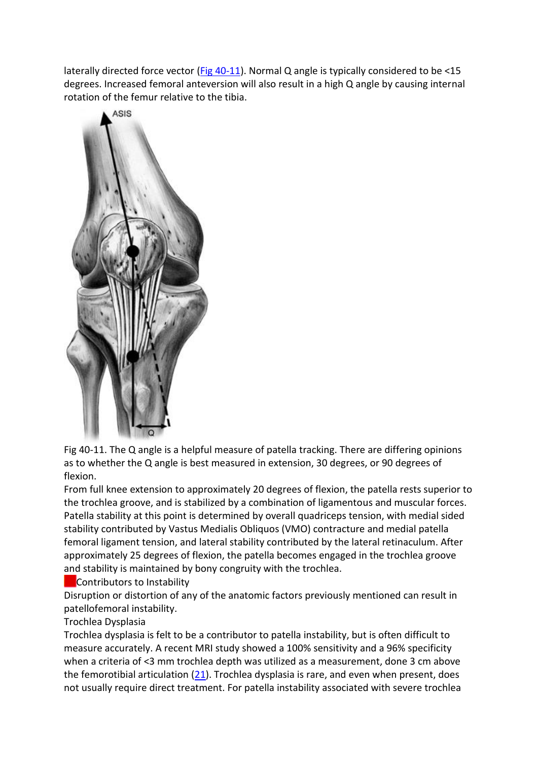laterally directed force vector (Fig 40-11). Normal Q angle is typically considered to be <15 degrees. Increased femoral anteversion will also result in a high Q angle by causing internal rotation of the femur relative to the tibia.

Fig 40-11. The Q angle is a helpful measure of patella tracking. There are differing opinions as to whether the Q angle is best measured in extension, 30 degrees, or 90 degrees of flexion.

From full knee extension to approximately 20 degrees of flexion, the patella rests superior to the trochlea groove, and is stabilized by a combination of ligamentous and muscular forces. Patella stability at this point is determined by overall quadriceps tension, with medial sided stability contributed by Vastus Medialis Obliquos (VMO) contracture and medial patella femoral ligament tension, and lateral stability contributed by the lateral retinaculum. After approximately 25 degrees of flexion, the patella becomes engaged in the trochlea groove and stability is maintained by bony congruity with the trochlea.

## Contributors to Instability

Disruption or distortion of any of the anatomic factors previously mentioned can result in patellofemoral instability.

### Trochlea Dysplasia

Trochlea dysplasia is felt to be a contributor to patella instability, but is often difficult to measure accurately. A recent MRI study showed a 100% sensitivity and a 96% specificity when a criteria of <3 mm trochlea depth was utilized as a measurement, done 3 cm above the femorotibial articulation (21). Trochlea dysplasia is rare, and even when present, does not usually require direct treatment. For patella instability associated with severe trochlea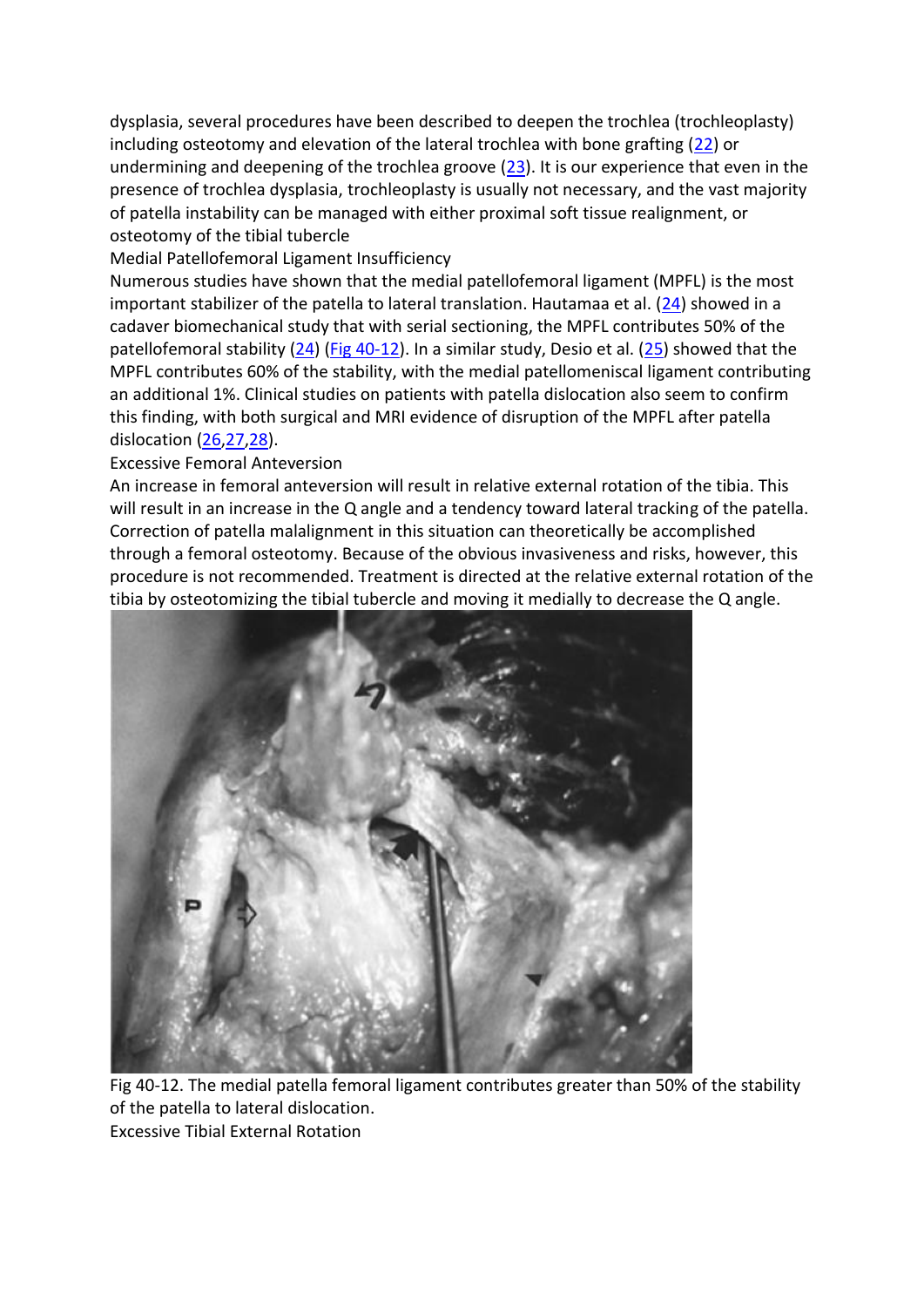dysplasia, several procedures have been described to deepen the trochlea (trochleoplasty) including osteotomy and elevation of the lateral trochlea with bone grafting (22) or undermining and deepening of the trochlea groove (23). It is our experience that even in the presence of trochlea dysplasia, trochleoplasty is usually not necessary, and the vast majority of patella instability can be managed with either proximal soft tissue realignment, or osteotomy of the tibial tubercle

## Medial Patellofemoral Ligament Insufficiency

Numerous studies have shown that the medial patellofemoral ligament (MPFL) is the most important stabilizer of the patella to lateral translation. Hautamaa et al. (24) showed in a cadaver biomechanical study that with serial sectioning, the MPFL contributes 50% of the patellofemoral stability (24) (Fig 40-12). In a similar study, Desio et al. (25) showed that the MPFL contributes 60% of the stability, with the medial patellomeniscal ligament contributing an additional 1%. Clinical studies on patients with patella dislocation also seem to confirm this finding, with both surgical and MRI evidence of disruption of the MPFL after patella dislocation (26,27,28).

## Excessive Femoral Anteversion

An increase in femoral anteversion will result in relative external rotation of the tibia. This will result in an increase in the Q angle and a tendency toward lateral tracking of the patella. Correction of patella malalignment in this situation can theoretically be accomplished through a femoral osteotomy. Because of the obvious invasiveness and risks, however, this procedure is not recommended. Treatment is directed at the relative external rotation of the tibia by osteotomizing the tibial tubercle and moving it medially to decrease the Q angle.

Fig 40-12. The medial patella femoral ligament contributes greater than 50% of the stability of the patella to lateral dislocation.

## Excessive Tibial External Rotation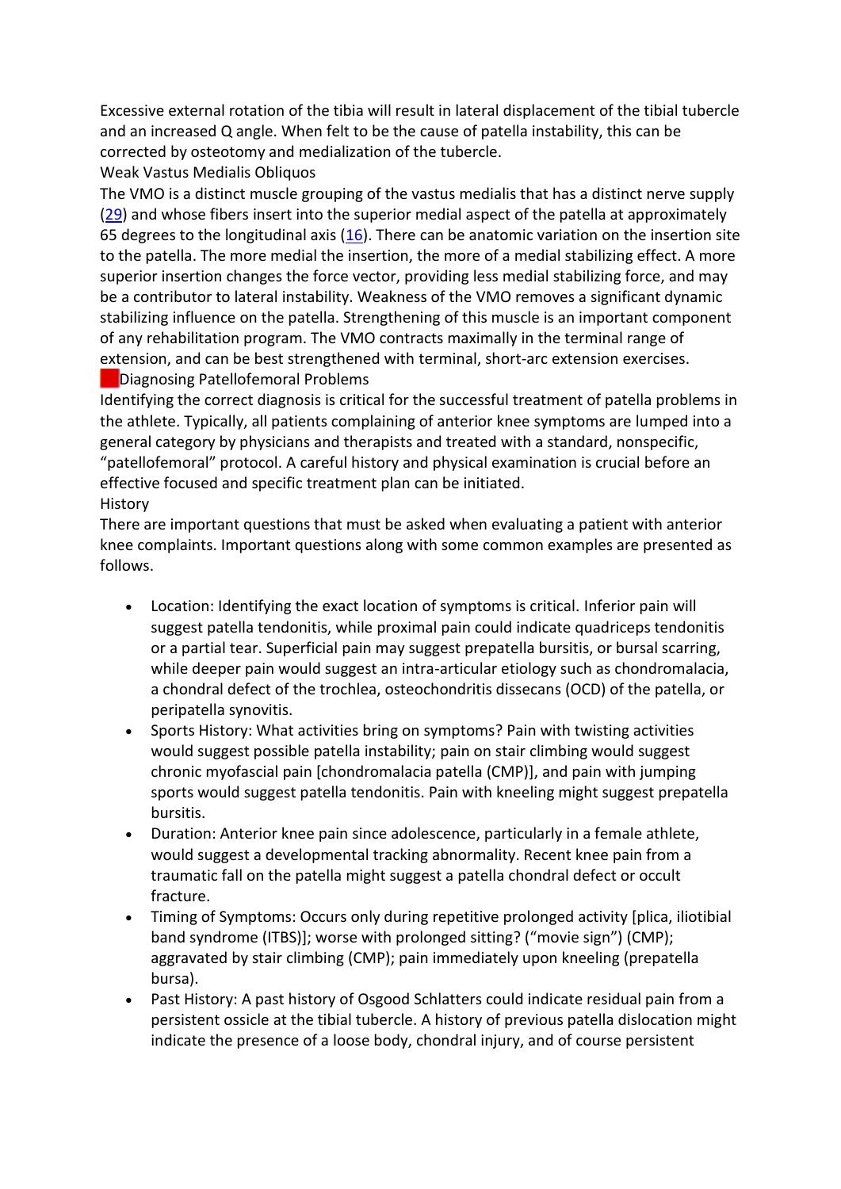Excessive external rotation of the tibia will result in lateral displacement of the tibial tubercle and an increased Q angle. When felt to be the cause of patella instability, this can be corrected by osteotomy and medialization of the tubercle.

### Weak Vastus Medialis Obliquos

The VMO is a distinct muscle grouping of the vastus medialis that has a distinct nerve supply (29) and whose fibers insert into the superior medial aspect of the patella at approximately 65 degrees to the longitudinal axis (16). There can be anatomic variation on the insertion site to the patella. The more medial the insertion, the more of a medial stabilizing effect. A more superior insertion changes the force vector, providing less medial stabilizing force, and may be a contributor to lateral instability. Weakness of the VMO removes a significant dynamic stabilizing influence on the patella. Strengthening of this muscle is an important component of any rehabilitation program. The VMO contracts maximally in the terminal range of extension, and can be best strengthened with terminal, short-arc extension exercises.

## Diagnosing Patellofemoral Problems

Identifying the correct diagnosis is critical for the successful treatment of patella problems in the athlete. Typically, all patients complaining of anterior knee symptoms are lumped into a general category by physicians and therapists and treated with a standard, nonspecific, "patellofemoral" protocol. A careful history and physical examination is crucial before an effective focused and specific treatment plan can be initiated.

### History

There are important questions that must be asked when evaluating a patient with anterior knee complaints. Important questions along with some common examples are presented as follows.

- Location: Identifying the exact location of symptoms is critical. Inferior pain will suggest patella tendonitis, while proximal pain could indicate quadriceps tendonitis or a partial tear. Superficial pain may suggest prepatella bursitis, or bursal scarring, while deeper pain would suggest an intra-articular etiology such as chondromalacia, a chondral defect of the trochlea, osteochondritis dissecans (OCD) of the patella, or peripatella synovitis.
- Sports History: What activities bring on symptoms? Pain with twisting activities would suggest possible patella instability; pain on stair climbing would suggest chronic myofascial pain [chondromalacia patella (CMP)], and pain with jumping sports would suggest patella tendonitis. Pain with kneeling might suggest prepatella bursitis.
- Duration: Anterior knee pain since adolescence, particularly in a female athlete, would suggest a developmental tracking abnormality. Recent knee pain from a traumatic fall on the patella might suggest a patella chondral defect or occult fracture.
- Timing of Symptoms: Occurs only during repetitive prolonged activity [plica, iliotibial band syndrome (ITBS)]; worse with prolonged sitting? ("movie sign") (CMP); aggravated by stair climbing (CMP); pain immediately upon kneeling (prepatella bursa).
- Past History: A past history of Osgood Schlatters could indicate residual pain from a persistent ossicle at the tibial tuberele. A history of previous patella dislocation might indicate the presence of a loose body, chondral injury, and of course persistent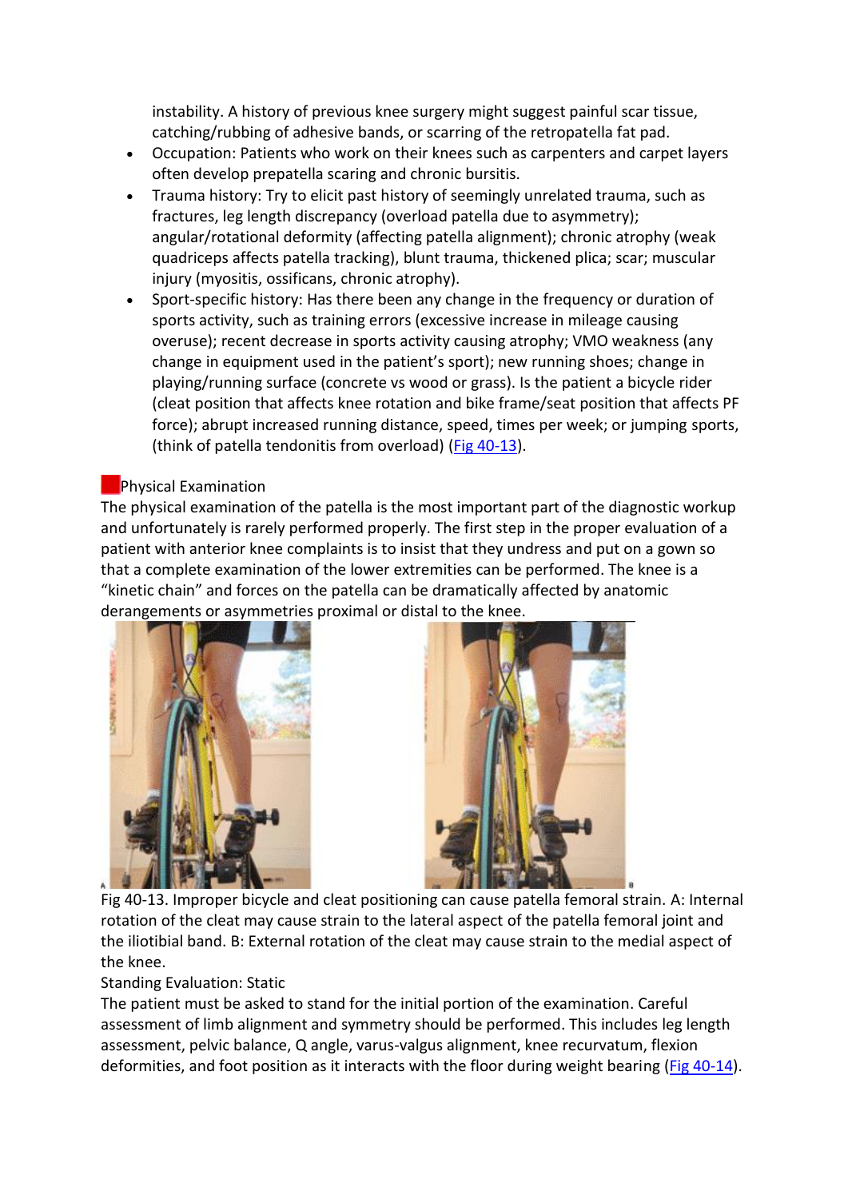instability. A history of previous knee surgery might suggest painful scar tissue, catching/rubbing of adhesive bands, or scarring of the retropatella fat pad.

- Occupation: Patients who work on their knees such as carpenters and carpet layers often develop prepatella scaring and chronic bursitis.
- Trauma history: Try to elicit past history of seemingly unrelated trauma, such as fractures, leg length discrepancy (overload patella due to asymmetry); angular/rotational deformity (affecting patella alignment); chronic atrophy (weak quadriceps affects patella tracking), blunt trauma, thickened plica; scar; muscular injury (myositis, ossificans, chronic atrophy).
- Sport-specific history: Has there been any change in the frequency or duration of sports activity, such as training errors (excessive increase in mileage causing overuse); recent decrease in sports activity causing atrophy; VMO weakness (any change in equipment used in the patient's sport); new running shoes; change in playing/running surface (concrete vs wood or grass). Is the patient a bicycle rider (cleat position that affects knee rotation and bike frame/seat position that affects PF force); abrupt increased running distance, speed, times per week; or jumping sports, (think of patella tendonitis from overload) (Fig 40-13).

## Physical Examination

The physical examination of the patella is the most important part of the diagnostic workup and unfortunately is rarely performed properly. The first step in the proper evaluation of a patient with anterior knee complaints is to insist that they undress and put on a gown so that a complete examination of the lower extremities can be performed. The knee is a "kinetic chain" and forces on the patella can be dramatically affected by anatomic derangements or asymmetries proximal or distal to the knee.

Fig 40-13. Improper bicycle and cleat positioning can cause patella femoral strain. A: Internal rotation of the cleat may cause strain to the lateral aspect of the patella femoral joint and the iliotibial band. B: External rotation of the cleat may cause strain to the medial aspect of the knee.

### Standing Evaluation: Static

The patient must be asked to stand for the initial portion of the examination. Careful assessment of limb alignment and symmetry should be performed. This includes leg length assessment, pelvic balance, Q angle, varus-valgus alignment, knee recurvatum, flexion deformities, and foot position as it interacts with the floor during weight bearing (Fig 40-14).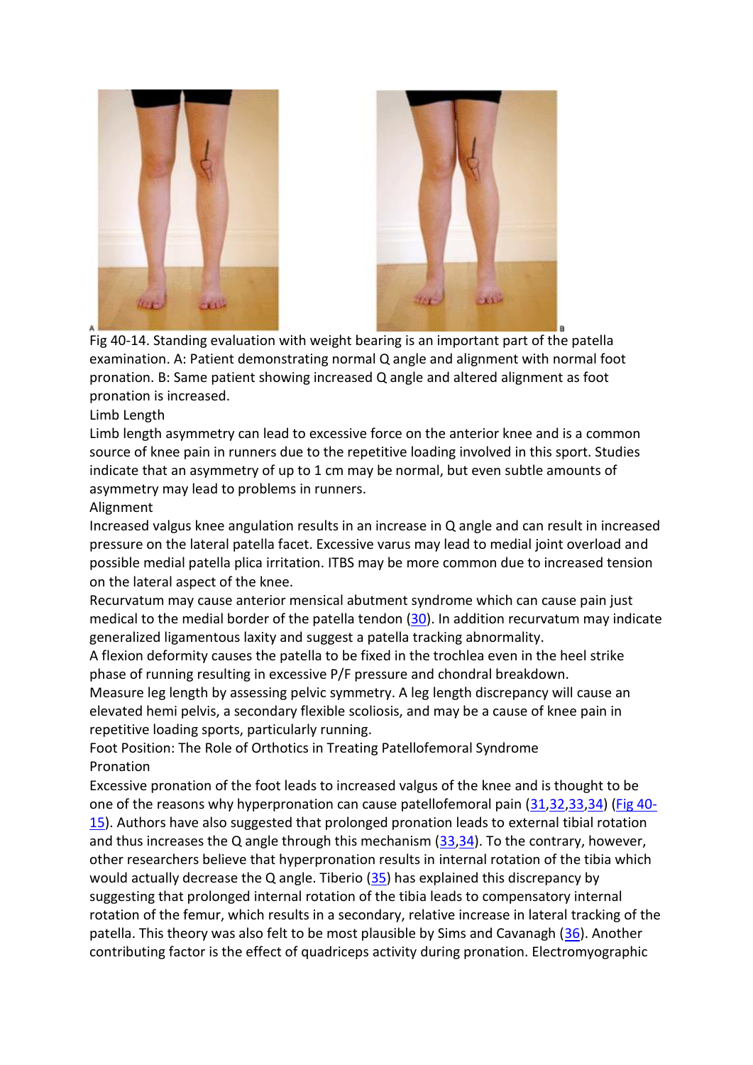Fig 40-14. Standing evaluation with weight bearing is an important part of the patella examination. A: Patient demonstrating normal Q angle and alignment with normal foot pronation. B: Same patient showing increased Q angle and altered alignment as foot pronation is increased.

### Limb Length

Limb length asymmetry can lead to excessive force on the anterior knee and is a common source of knee pain in runners due to the repetitive loading involved in this sport. Studies indicate that an asymmetry of up to 1 cm may be normal, but even subtle amounts of asymmetry may lead to problems in runners.

### Alignment

Increased valgus knee angulation results in an increase in Q angle and can result in increased pressure on the lateral patella facet. Excessive varus may lead to medial joint overload and possible medial patella plica irritation. ITBS may be more common due to increased tension on the lateral aspect of the knee.

Recurvatum may cause anterior mensical abutment syndrome which can cause pain just medical to the medial border of the patella tendon (30). In addition recurvatum may indicate generalized ligamentous laxity and suggest a patella tracking abnormality.

A flexion deformity causes the patella to be fixed in the trochlea even in the heel strike phase of running resulting in excessive P/F pressure and chondral breakdown.

Measure leg length by assessing pelvic symmetry. A leg length discrepancy will cause an elevated hemi pelvis, a secondary flexible scoliosis, and may be a cause of knee pain in repetitive loading sports, particularly running.

## Foot Position: The Role of Orthotics in Treating Patellofemoral Syndrome

### Pronation

Excessive pronation of the foot leads to increased valgus of the knee and is thought to be one of the reasons why hyperpronation can cause patellofemoral pain (31,32,33,34) (Fig 40-15). Authors have also suggested that prolonged pronation leads to external tibial rotation and thus increases the Q angle through this mechanism (33,34). To the contrary, however, other researchers believe that hyperpronation results in internal rotation of the tibia which would actually decrease the Q angle. Tiberio (35) has explained this discrepancy by suggesting that prolonged internal rotation of the tibia leads to compensatory internal rotation of the femur, which results in a secondary, relative increase in lateral tracking of the patella. This theory was also felt to be most plausible by Sims and Cavanagh (36). Another contributing factor is the effect of quadriceps activity during pronation. Electromyographic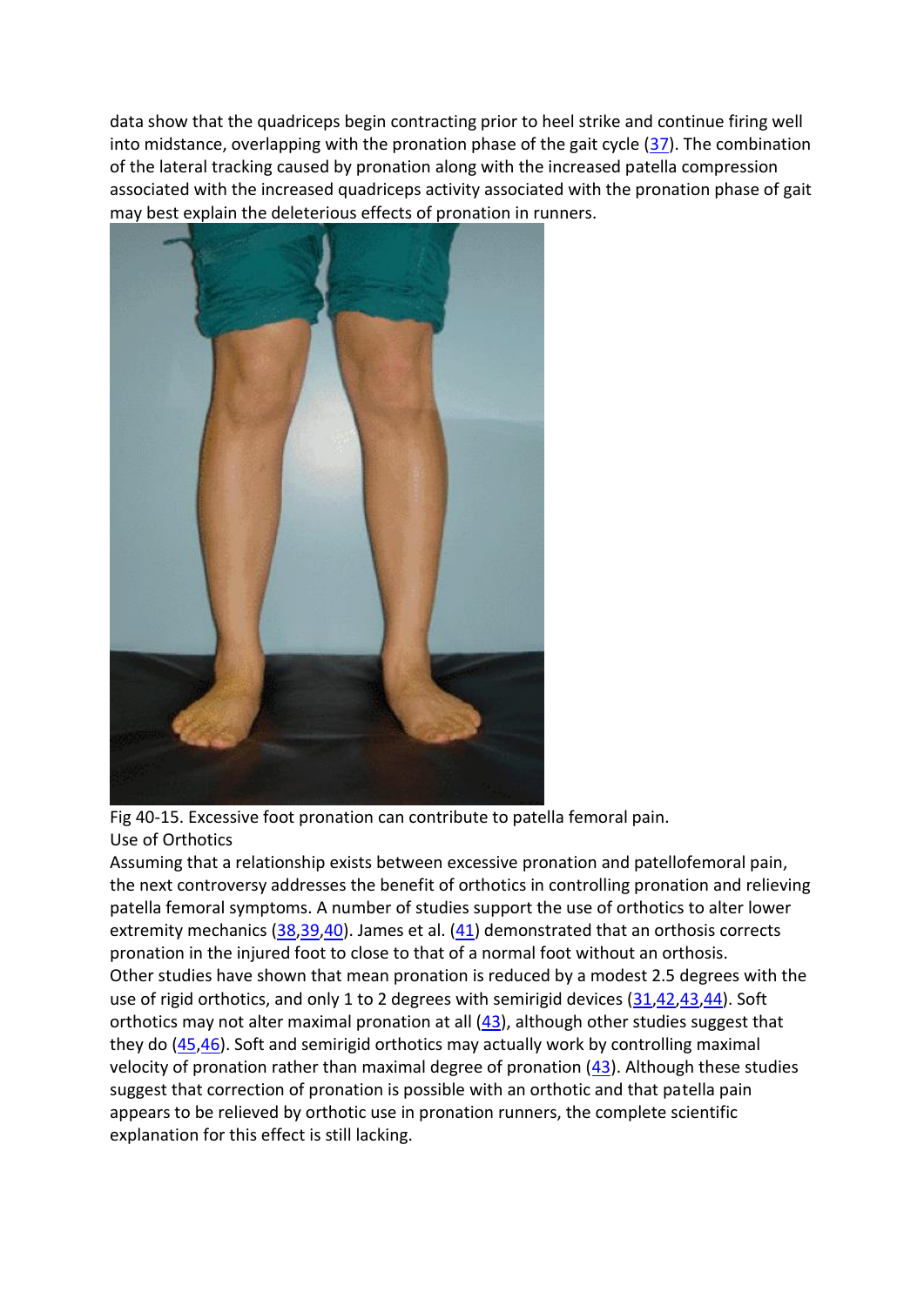data show that the quadriceps begin contracting prior to heel strike and continue firing well into midstance, overlapping with the pronation phase of the gait cycle (37). The combination of the lateral tracking caused by pronation along with the increased patella compression associated with the increased quadriceps activity associated with the pronation phase of gait may best explain the deleterious effects of pronation in runners.

Fig 40-15. Excessive foot pronation can contribute to patella femoral pain.

## Use of Orthotics

Assuming that a relationship exists between excessive pronation and patellofemoral pain, the next controversy addresses the benefit of orthotics in controlling pronation and relieving patella femoral symptoms. A number of studies support the use of orthotics to alter lower extremity mechanics (38,39,40). James et al. (41) demonstrated that an orthosis corrects pronation in the injured foot to close to that of a normal foot without an orthosis.

Other studies have shown that mean pronation is reduced by a modest 2.5 degrees with the use of rigid orthotics, and only 1 to 2 degrees with semirigid devices (31,42,43,44). Soft orthotics may not alter maximal pronation at all (43), although other studies suggest that they do (45,46). Soft and semirigid orthotics may actually work by controlling maximal velocity of pronation rather than maximal degree of pronation (43). Although these studies suggest that correction of pronation is possible with an orthotic and that patella pain appears to be relieved by orthotic use in pronation runners, the complete scientific explanation for this effect is still lacking.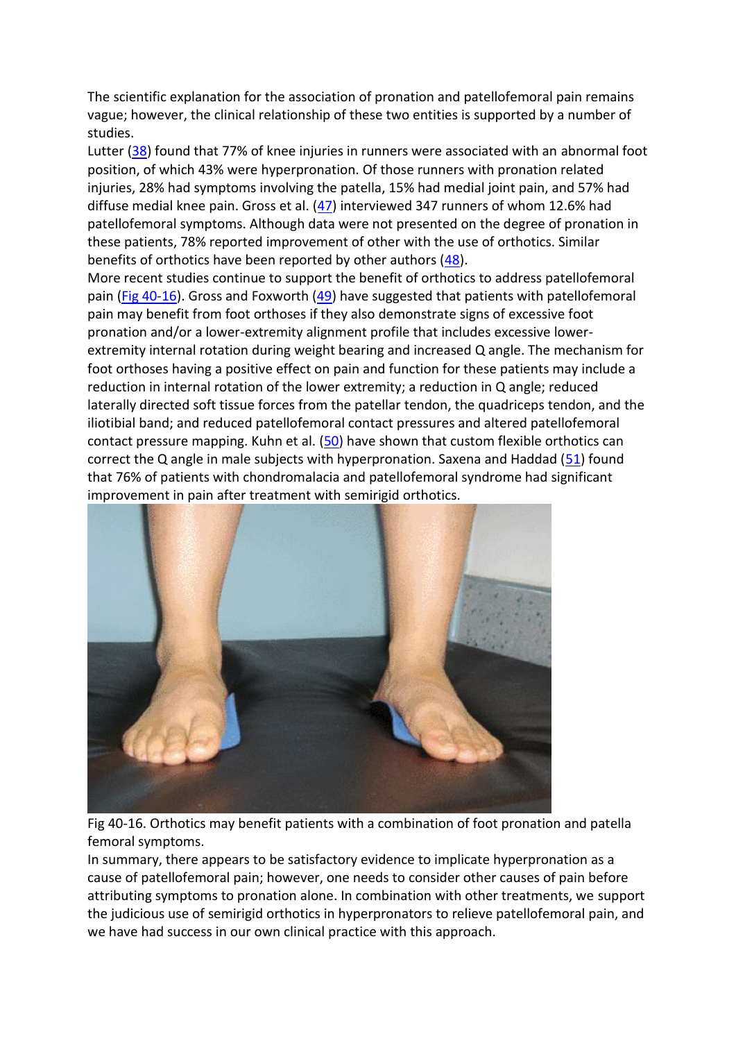The scientific explanation for the association of pronation and patellofemoral pain remains vague; however, the clinical relationship of these two entities is supported by a number of studies.

Lutter (38) found that 77% of knee injuries in runners were associated with an abnormal foot position, of which 43% were hyperpronation. Of those runners with pronation related injuries, 28% had symptoms involving the patella, 15% had medial joint pain, and 57% had diffuse medial knee pain. Gross et al. (47) interviewed 347 runners of whom 12.6% had patellofemoral symptoms. Although data were not presented on the degree of pronation in these patients, 78% reported improvement of other with the use of orthotics. Similar benefits of orthotics have been reported by other authors (48).

More recent studies continue to support the benefit of orthotics to address patellofemoral pain (Fig 40-16). Gross and Foxworth (49) have suggested that patients with patellofemoral pain may benefit from foot orthoses if they also demonstrate signs of excessive foot pronation and/or a lower-extremity alignment profile that includes excessive lower-extremity internal rotation during weight bearing and increased Q angle. The mechanism for foot orthoses having a positive effect on pain and function for these patients may include a reduction in internal rotation of the lower extremity; a reduction in Q angle; reduced laterally directed soft tissue forces from the patellar tendon, the quadriceps tendon, and the iliotibial band; and reduced patellofemoral contact pressures and altered patellofemoral contact pressure mapping. Kuhn et al. (50) have shown that custom flexible orthotics can correct the Q angle in male subjects with hyperpronation. Saxena and Haddad (51) found that 76% of patients with chondromalacia and patellofemoral syndrome had significant improvement in pain after treatment with semirigid orthotics.

Fig 40-16. Orthotics may benefit patients with a combination of foot pronation and patella femoral symptoms.

In summary, there appears to be satisfactory evidence to implicate hyperpronation as a cause of patellofemoral pain; however, one needs to consider other causes of pain before attributing symptoms to pronation alone. In combination with other treatments, we support the judicious use of semirigid orthotics in hyperpronators to relieve patellofemoral pain, and we have had success in our own clinical practice with this approach.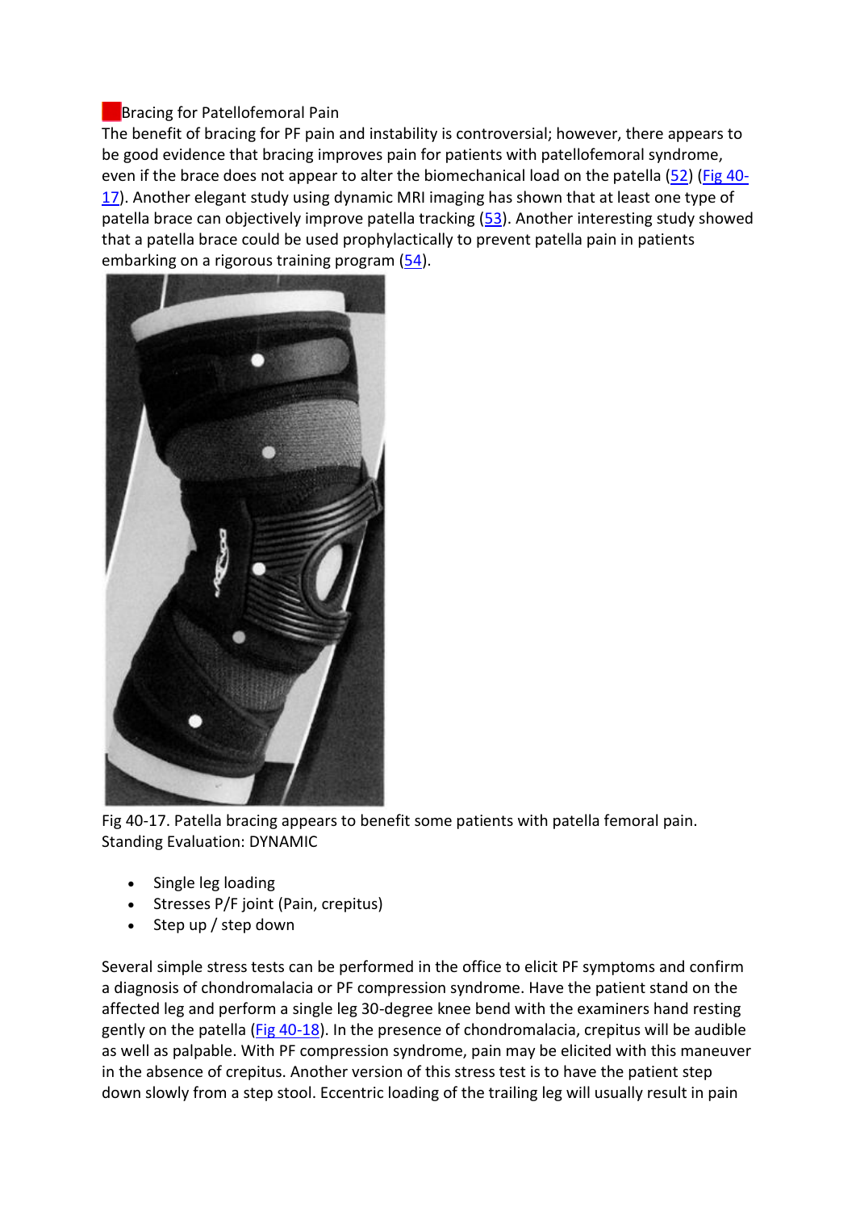## Bracing for Patellofemoral Pain

The benefit of bracing for PF pain and instability is controversial; however, there appears to be good evidence that bracing improves pain for patients with patellofemoral syndrome, even if the brace does not appear to alter the biomechanical load on the patella (52) (Fig 40-17). Another elegant study using dynamic MRI imaging has shown that at least one type of patella brace can objectively improve patella tracking (53). Another interesting study showed that a patella brace could be used prophylactically to prevent patella pain in patients embarking on a rigorous training program (54).

Fig 40-17. Patella bracing appears to benefit some patients with patella femoral pain.

Standing Evaluation: DYNAMIC

- Single leg loading
- Stresses P/F joint (Pain, crepitus)
- Step up / step down

Several simple stress tests can be performed in the office to elicit PF symptoms and confirm a diagnosis of chondromalacia or PF compression syndrome. Have the patient stand on the affected leg and perform a single leg 30-degree knee bend with the examiners hand resting gently on the patella (Fig 40-18). In the presence of chondromalacia, crepitus will be audible as well as palpable. With PF compression syndrome, pain may be elicited with this maneuver in the absence of crepitus. Another version of this stress test is to have the patient step down slowly from a step stool. Eccentric loading of the trailing leg will usually result in pain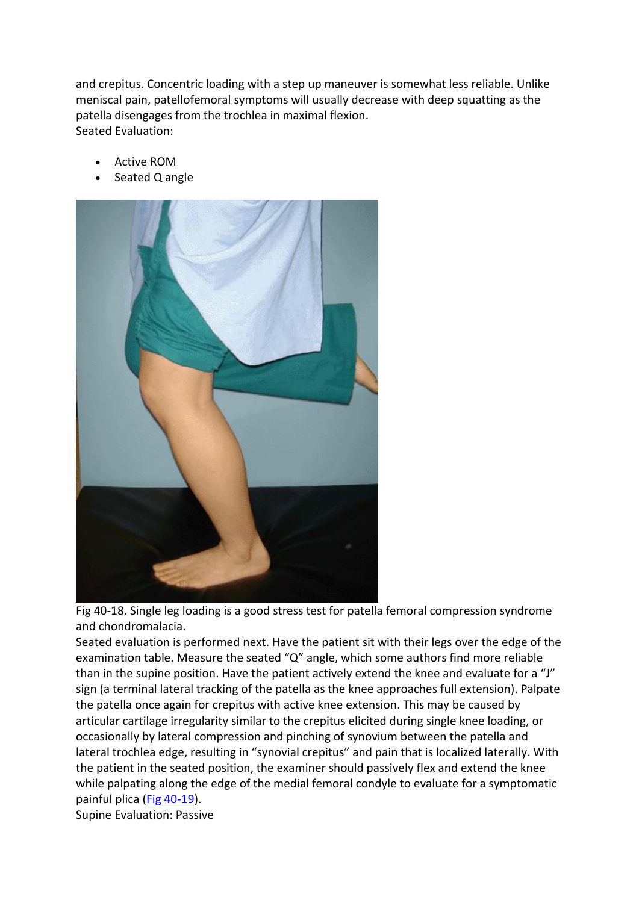and crepitus. Concentric loading with a step up maneuver is somewhat less reliable. Unlike meniscal pain, patellofemoral symptoms will usually decrease with deep squatting as the patella disengages from the trochlea in maximal flexion.

Seated Evaluation:

- Active ROM
- Seated Q angle

Fig 40-18. Single leg loading is a good stress test for patella femoral compression syndrome and chondromalacia.

Seated evaluation is performed next. Have the patient sit with their legs over the edge of the examination table. Measure the seated "Q" angle, which some authors find more reliable than in the supine position. Have the patient actively extend the knee and evaluate for a "J" sign (a terminal lateral tracking of the patella as the knee approaches full extension). Palpate the patella once again for crepitus with active knee extension. This may be caused by articular cartilage irregularity similar to the crepitus elicited during single knee loading, or occasionally by lateral compression and pinching of synovium between the patella and lateral trochlea edge, resulting in "synovial crepitus" and pain that is localized laterally. With the patient in the seated position, the examiner should passively flex and extend the knee while palpating along the edge of the medial femoral condyle to evaluate for a symptomatic painful plica (Fig 40-19).

Supine Evaluation: Passive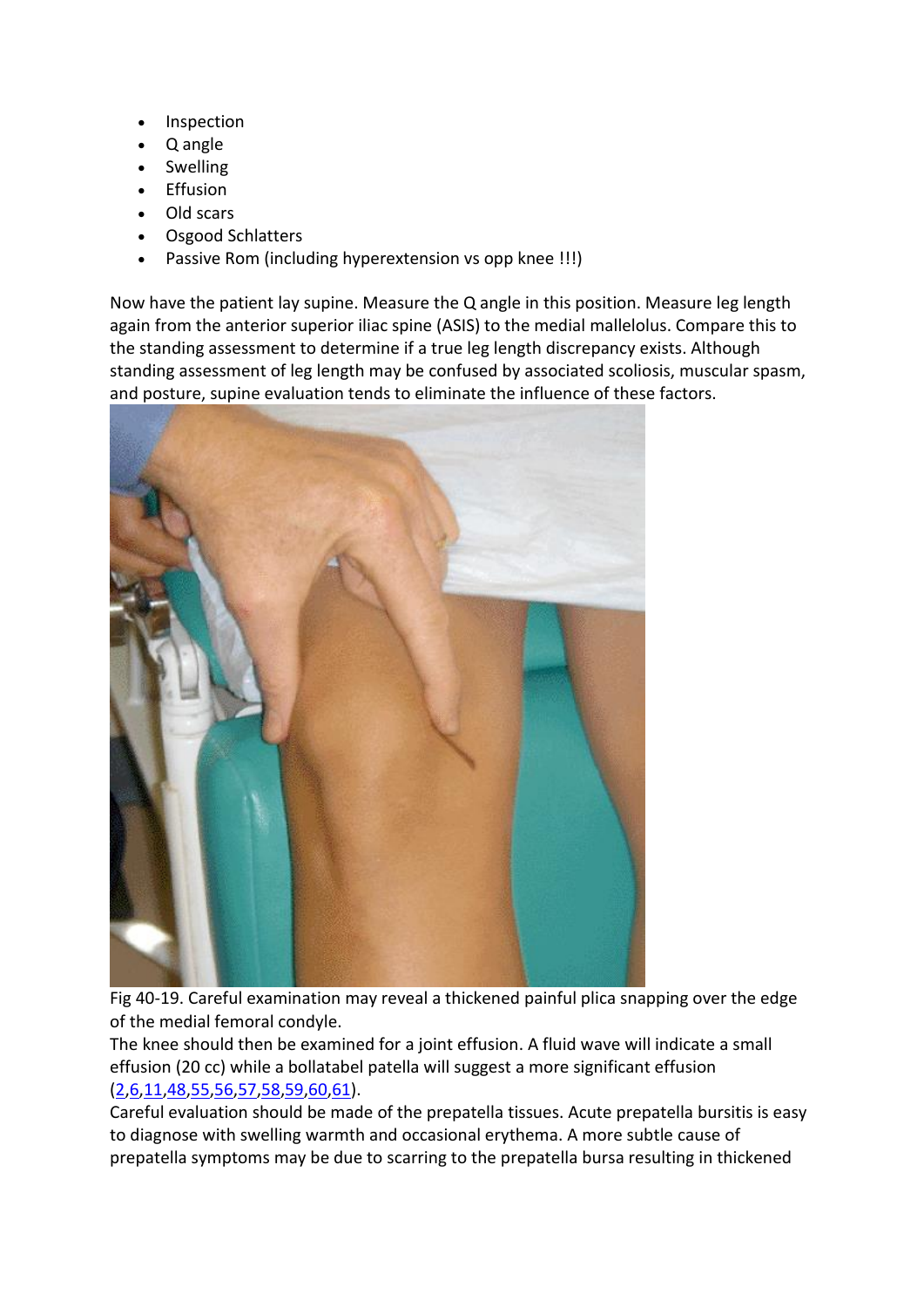- Inspection
- Q angle
- Swelling
- Effusion
- Old scars
- Osgood Schlatters
- Passive Rom (including hyperextension vs opp knee !!!)

Now have the patient lay supine. Measure the Q angle in this position. Measure leg length again from the anterior superior iliac spine (ASIS) to the medial mallelolus. Compare this to the standing assessment to determine if a true leg length discrepancy exists. Although standing assessment of leg length may be confused by associated scoliosis, muscular spasm, and posture, supine evaluation tends to eliminate the influence of these factors.

Fig 40-19. Careful examination may reveal a thickened painful plica snapping over the edge of the medial femoral condyle.

The knee should then be examined for a joint effusion. A fluid wave will indicate a small effusion (20 cc) while a bollatabel patella will suggest a more significant effusion (2,6,11,48,55,56,57,58,59,60,61).

Careful evaluation should be made of the prepatella tissues. Acute prepatella bursitis is easy to diagnose with swelling warmth and occasional erythema. A more subtle cause of prepatella symptoms may be due to scarring to the prepatella bursa resulting in thickened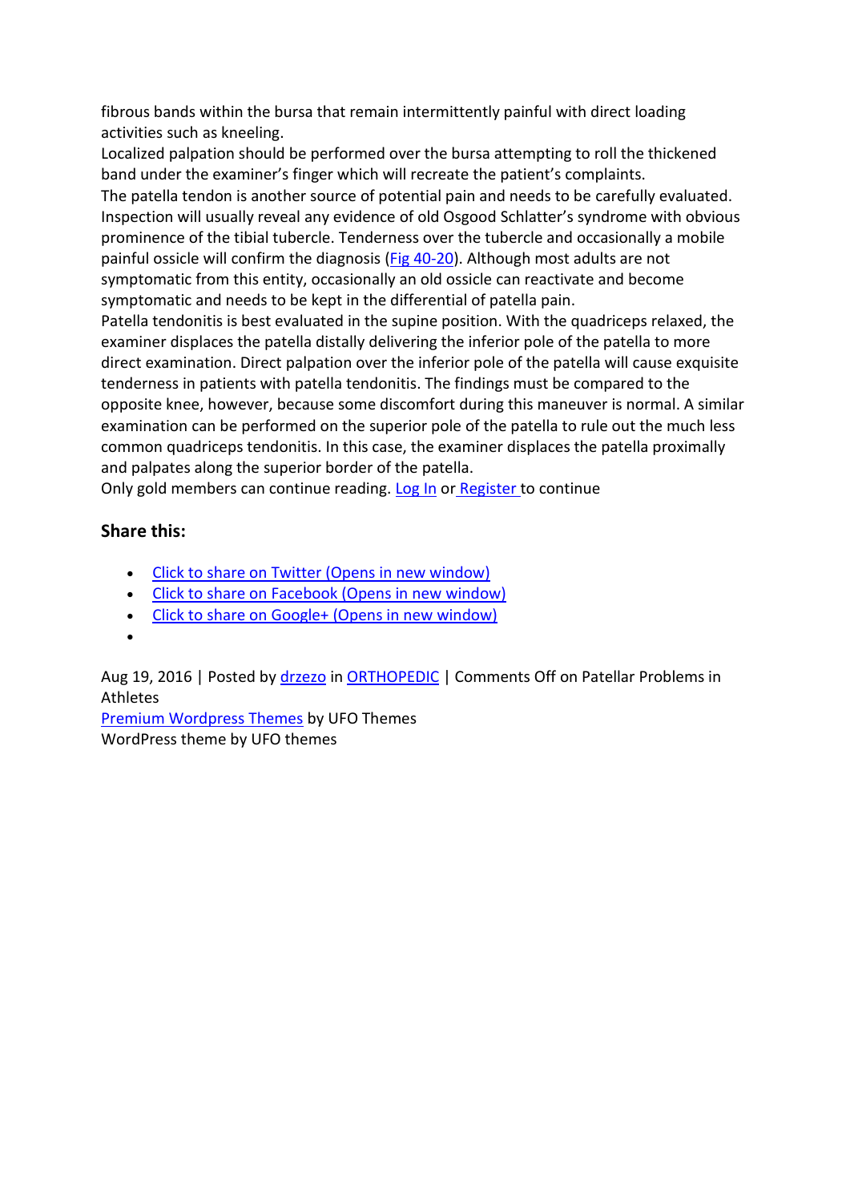fibrous bands within the bursa that remain intermittently painful with direct loading activities such as kneeling.

Localized palpation should be performed over the bursa attempting to roll the thickened band under the examiner's finger which will recreate the patient's complaints.

The patella tendon is another source of potential pain and needs to be carefully evaluated. Inspection will usually reveal any evidence of old Osgood Schlatter's syndrome with obvious prominence of the tibial tubercle. Tenderness over the tubercle and occasionally a mobile painful ossicle will confirm the diagnosis (Fig 40-20). Although most adults are not symptomatic from this entity, occasionally an old ossicle can reactivate and become symptomatic and needs to be kept in the differential of patella pain.

Patella tendonitis is best evaluated in the supine position. With the quadriceps relaxed, the examiner displaces the patella distally delivering the inferior pole of the patella to more direct examination. Direct palpation over the inferior pole of the patella will cause exquisite tenderness in patients with patella tendonitis. The findings must be compared to the opposite knee, however, because some discomfort during this maneuver is normal. A similar examination can be performed on the superior pole of the patella to rule out the much less common quadriceps tendonitis. In this case, the examiner displaces the patella proximally and palpates along the superior border of the patella.

Only gold members can continue reading. Log In or Register to continue

## Share this:

- Click to share on Twitter (Opens in new window)
- Click to share on Facebook (Opens in new window)
- Click to share on Google+ (Opens in new window)
-

Aug 19, 2016 | Posted by drzezo in ORTHOPEDIC | Comments Off on Patellar Problems in Athletes

Premium Wordpress Themes by UFO Themes

WordPress theme by UFO themes